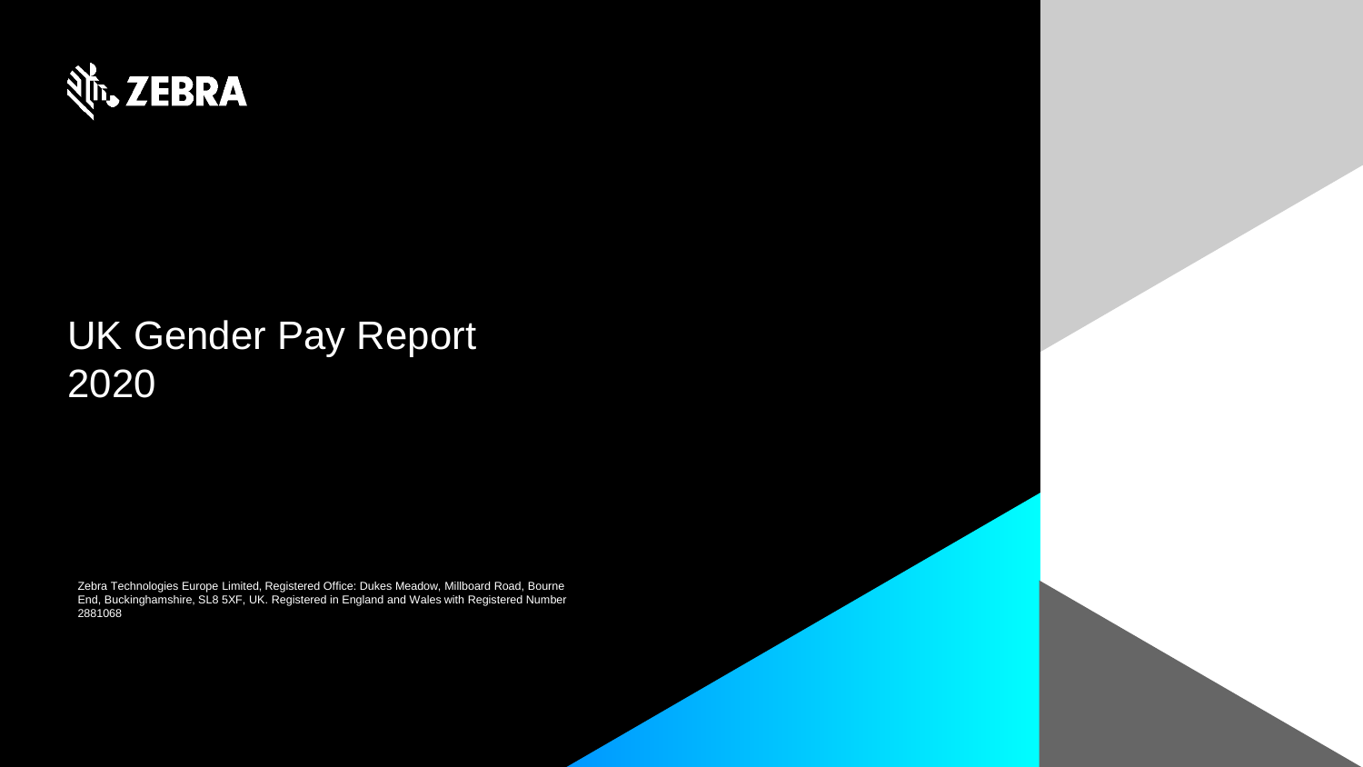ZEBRA

# UK Gender Pay Report 2020

Zebra Technologies Europe Limited, Registered Office: Dukes Meadow, Millboard Road, Bourne End, Buckinghamshire, SL8 5XF, UK. Registered in England and Wales with Registered Number 2881068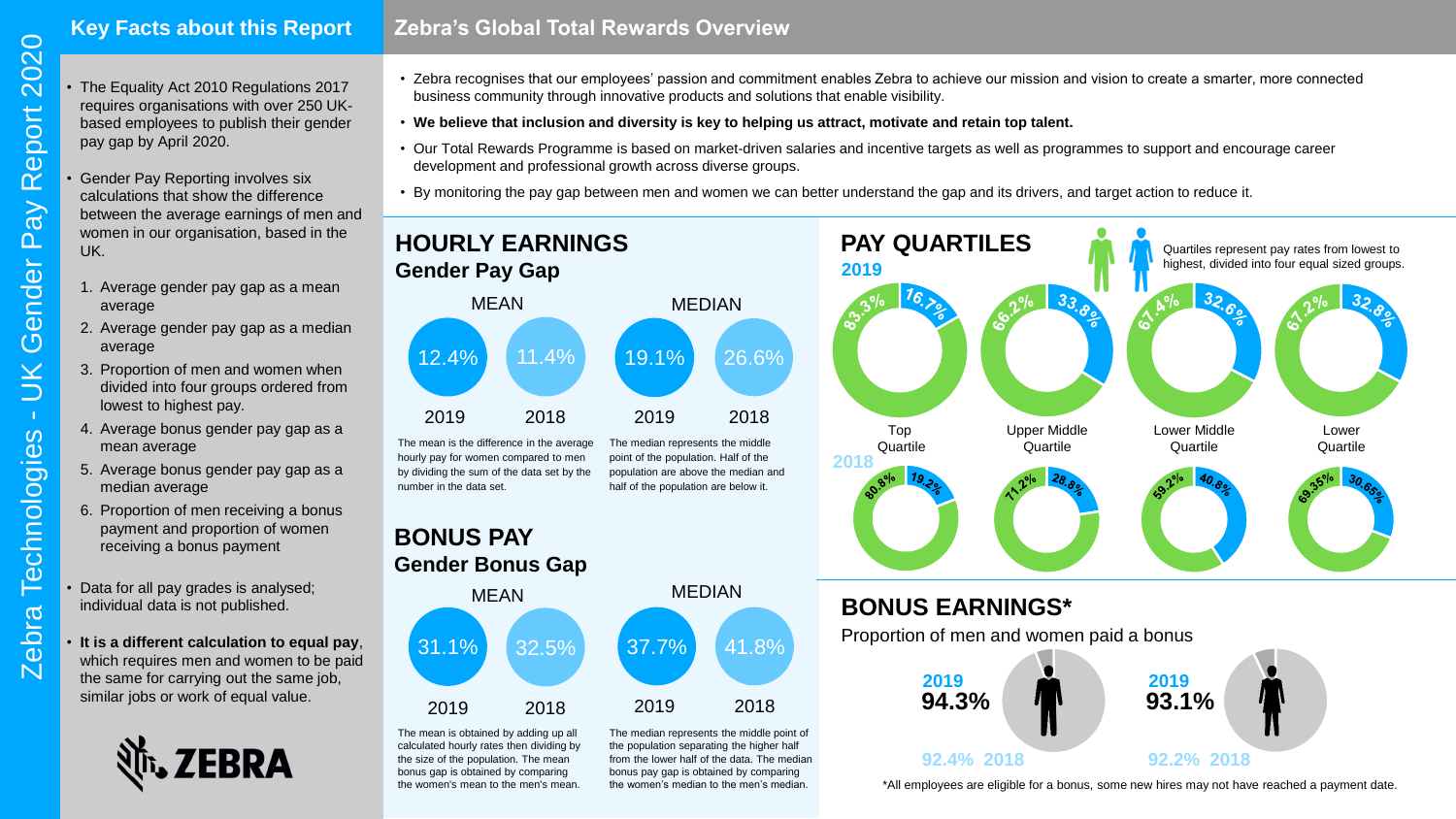# Zebra Technologies - UK Gender Pay Report 2020

## Key Facts about this Report

- The Equality Act 2010 Regulations 2017 requires organisations with over 250 UK-based employees to publish their gender pay gap by April 2020.
- Gender Pay Reporting involves six calculations that show the difference between the average earnings of men and women in our organisation, based in the UK.
  1. Average gender pay gap as a mean average
  2. Average gender pay gap as a median average
  3. Proportion of men and women when divided into four groups ordered from lowest to highest pay.
  4. Average bonus gender pay gap as a mean average
  5. Average bonus gender pay gap as a median average
  6. Proportion of men receiving a bonus payment and proportion of women receiving a bonus payment
- Data for all pay grades is analysed; individual data is not published.
- **It is a different calculation to equal pay**, which requires men and women to be paid the same for carrying out the same job, similar jobs or work of equal value.

ZEBRA

## Zebra's Global Total Rewards Overview

- Zebra recognises that our employees' passion and commitment enables Zebra to achieve our mission and vision to create a smarter, more connected business community through innovative products and solutions that enable visibility.
- **We believe that inclusion and diversity is key to helping us attract, motivate and retain top talent.**
- Our Total Rewards Programme is based on market-driven salaries and incentive targets as well as programmes to support and encourage career development and professional growth across diverse groups.
- By monitoring the pay gap between men and women we can better understand the gap and its drivers, and target action to reduce it.

## HOURLY EARNINGS

### Gender Pay Gap

| | 2019 | 2018 |
|---|---|---|
| MEAN | 12.4% | 11.4% |
| MEDIAN | 19.1% | 26.6% |

The mean is the difference in the average hourly pay for women compared to men by dividing the sum of the data set by the number in the data set.

The median represents the middle point of the population. Half of the population are above the median and half of the population are below it.

## BONUS PAY

### Gender Bonus Gap

| | 2019 | 2018 |
|---|---|---|
| MEAN | 31.1% | 32.5% |
| MEDIAN | 37.7% | 41.8% |

The mean is obtained by adding up all calculated hourly rates then dividing by the size of the population. The mean bonus gap is obtained by comparing the women's mean to the men's mean.

The median represents the middle point of the population separating the higher half from the lower half of the data. The median bonus pay gap is obtained by comparing the women's median to the men's median.

## PAY QUARTILES

Quartiles represent pay rates from lowest to highest, divided into four equal sized groups.

| Quartile | 2019 Men | 2019 Women | 2018 Men | 2018 Women |
|---|---|---|---|---|
| Top Quartile | 83.3% | 16.7% | 80.8% | 19.2% |
| Upper Middle Quartile | 66.2% | 33.8% | 71.2% | 28.8% |
| Lower Middle Quartile | 67.4% | 32.6% | 59.2% | 40.8% |
| Lower Quartile | 67.2% | 32.8% | 69.35% | 30.65% |

## BONUS EARNINGS*

Proportion of men and women paid a bonus

| | Men | Women |
|---|---|---|
| 2019 | 94.3% | 93.1% |
| 2018 | 92.4% | 92.2% |

*All employees are eligible for a bonus, some new hires may not have reached a payment date.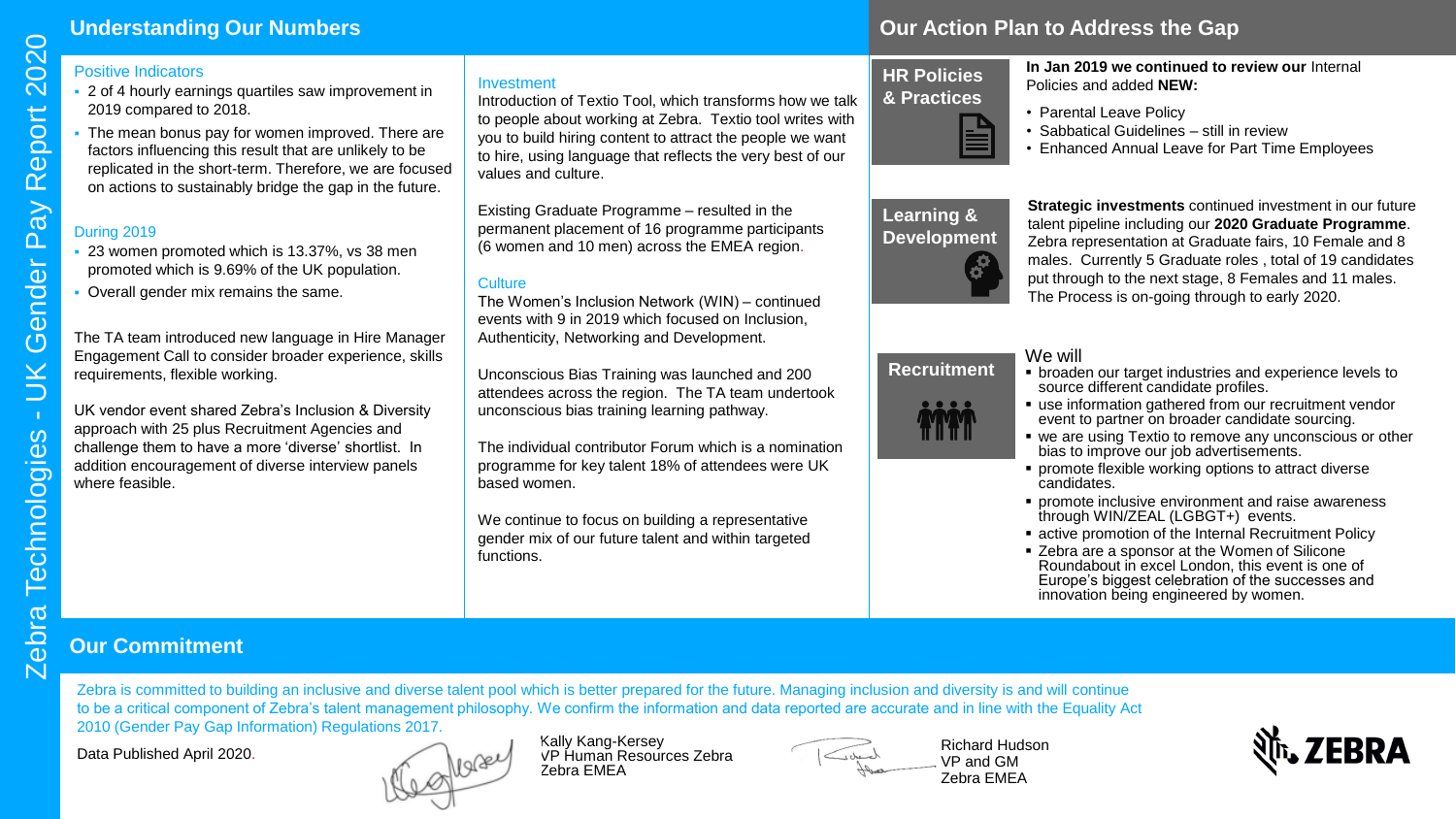Zebra Technologies - UK Gender Pay Report 2020

## Understanding Our Numbers

### Positive Indicators

- 2 of 4 hourly earnings quartiles saw improvement in 2019 compared to 2018.
- The mean bonus pay for women improved. There are factors influencing this result that are unlikely to be replicated in the short-term. Therefore, we are focused on actions to sustainably bridge the gap in the future.

### During 2019

- 23 women promoted which is 13.37%, vs 38 men promoted which is 9.69% of the UK population.
- Overall gender mix remains the same.

The TA team introduced new language in Hire Manager Engagement Call to consider broader experience, skills requirements, flexible working.

UK vendor event shared Zebra's Inclusion & Diversity approach with 25 plus Recruitment Agencies and challenge them to have a more 'diverse' shortlist. In addition encouragement of diverse interview panels where feasible.

### Investment

Introduction of Textio Tool, which transforms how we talk to people about working at Zebra. Textio tool writes with you to build hiring content to attract the people we want to hire, using language that reflects the very best of our values and culture.

Existing Graduate Programme – resulted in the permanent placement of 16 programme participants (6 women and 10 men) across the EMEA region.

### Culture

The Women's Inclusion Network (WIN) – continued events with 9 in 2019 which focused on Inclusion, Authenticity, Networking and Development.

Unconscious Bias Training was launched and 200 attendees across the region. The TA team undertook unconscious bias training learning pathway.

The individual contributor Forum which is a nomination programme for key talent 18% of attendees were UK based women.

We continue to focus on building a representative gender mix of our future talent and within targeted functions.

## Our Action Plan to Address the Gap

### HR Policies & Practices

**In Jan 2019 we continued to review our** Internal Policies and added **NEW:**

- Parental Leave Policy
- Sabbatical Guidelines – still in review
- Enhanced Annual Leave for Part Time Employees

### Learning & Development

**Strategic investments** continued investment in our future talent pipeline including our **2020 Graduate Programme**. Zebra representation at Graduate fairs, 10 Female and 8 males. Currently 5 Graduate roles , total of 19 candidates put through to the next stage, 8 Females and 11 males. The Process is on-going through to early 2020.

### Recruitment

We will

- broaden our target industries and experience levels to source different candidate profiles.
- use information gathered from our recruitment vendor event to partner on broader candidate sourcing.
- we are using Textio to remove any unconscious or other bias to improve our job advertisements.
- promote flexible working options to attract diverse candidates.
- promote inclusive environment and raise awareness through WIN/ZEAL (LGBGT+) events.
- active promotion of the Internal Recruitment Policy
- Zebra are a sponsor at the Women of Silicone Roundabout in excel London, this event is one of Europe's biggest celebration of the successes and innovation being engineered by women.

## Our Commitment

Zebra is committed to building an inclusive and diverse talent pool which is better prepared for the future. Managing inclusion and diversity is and will continue to be a critical component of Zebra's talent management philosophy. We confirm the information and data reported are accurate and in line with the Equality Act 2010 (Gender Pay Gap Information) Regulations 2017.

Data Published April 2020.

Kally Kang-Kersey
VP Human Resources Zebra
Zebra EMEA

Richard Hudson
VP and GM
Zebra EMEA

ZEBRA